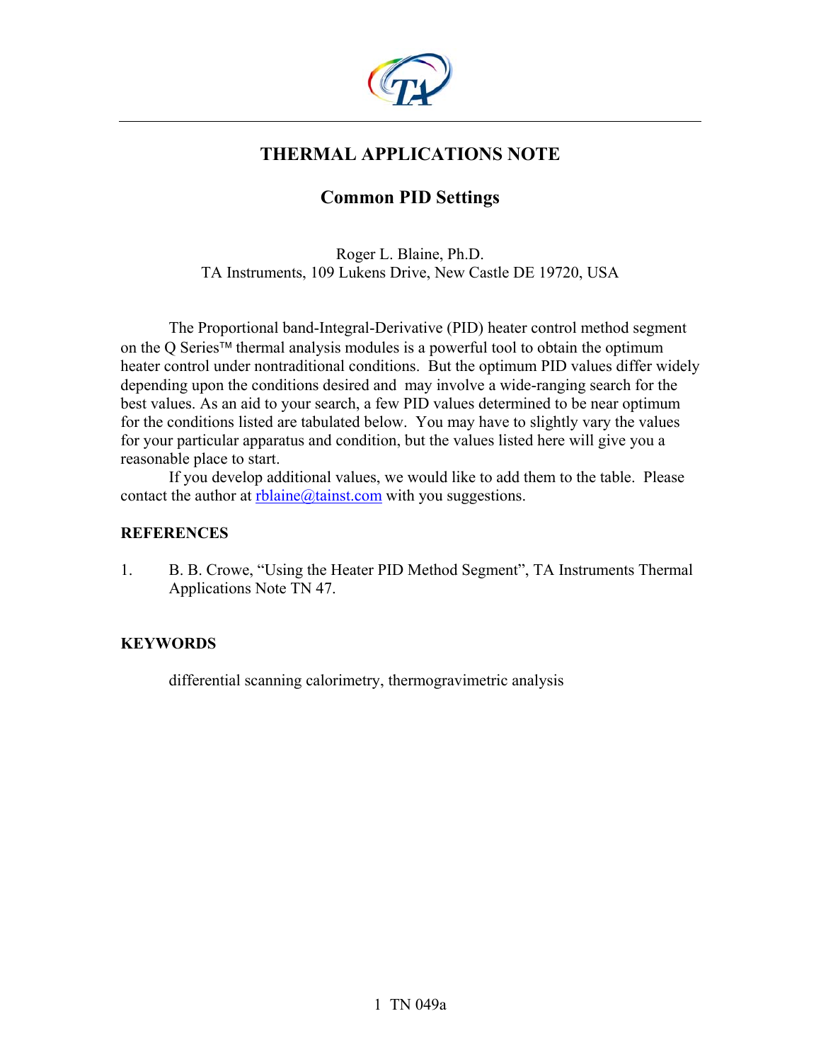# THERMAL APPLICATIONS NOTE

## Common PID Settings

Roger L. Blaine, Ph.D.
TA Instruments, 109 Lukens Drive, New Castle DE 19720, USA

The Proportional band-Integral-Derivative (PID) heater control method segment on the Q Series™ thermal analysis modules is a powerful tool to obtain the optimum heater control under nontraditional conditions. But the optimum PID values differ widely depending upon the conditions desired and may involve a wide-ranging search for the best values. As an aid to your search, a few PID values determined to be near optimum for the conditions listed are tabulated below. You may have to slightly vary the values for your particular apparatus and condition, but the values listed here will give you a reasonable place to start.

If you develop additional values, we would like to add them to the table. Please contact the author at rblaine@tainst.com with you suggestions.

### REFERENCES

1. B. B. Crowe, "Using the Heater PID Method Segment", TA Instruments Thermal Applications Note TN 47.

### KEYWORDS

differential scanning calorimetry, thermogravimetric analysis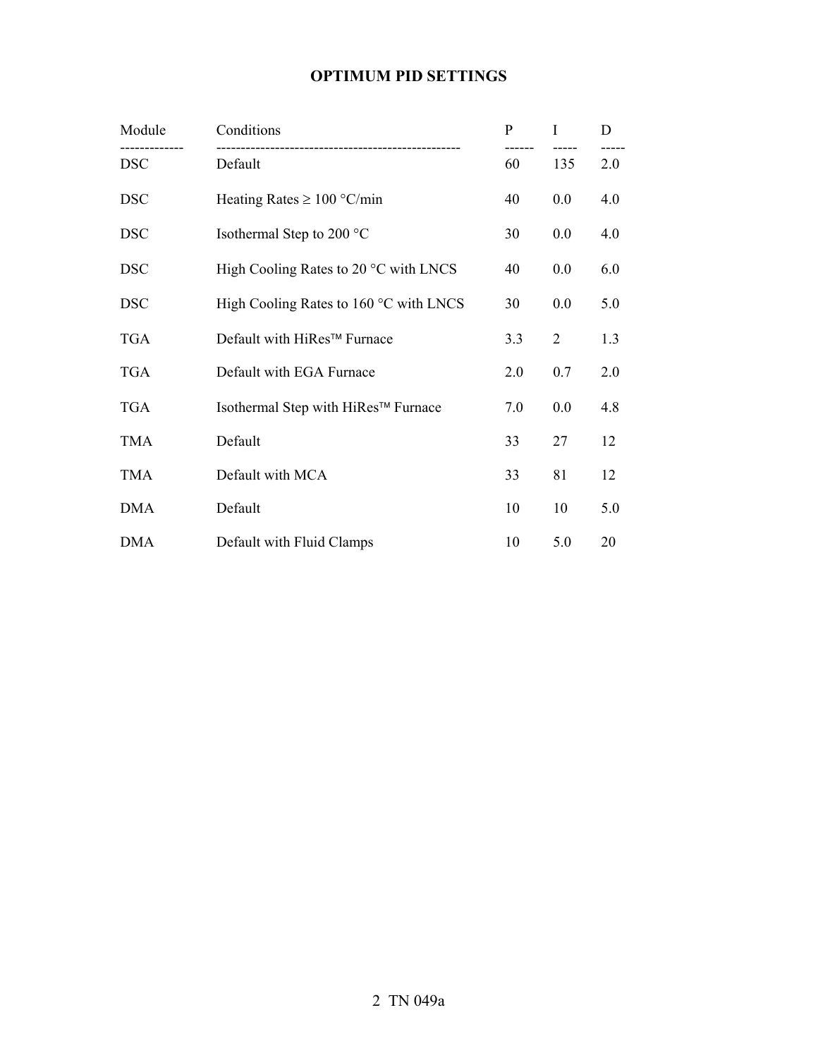## OPTIMUM PID SETTINGS

| Module | Conditions | P | I | D |
|---|---|---|---|---|
| DSC | Default | 60 | 135 | 2.0 |
| DSC | Heating Rates ≥ 100 °C/min | 40 | 0.0 | 4.0 |
| DSC | Isothermal Step to 200 °C | 30 | 0.0 | 4.0 |
| DSC | High Cooling Rates to 20 °C with LNCS | 40 | 0.0 | 6.0 |
| DSC | High Cooling Rates to 160 °C with LNCS | 30 | 0.0 | 5.0 |
| TGA | Default with HiRes™ Furnace | 3.3 | 2 | 1.3 |
| TGA | Default with EGA Furnace | 2.0 | 0.7 | 2.0 |
| TGA | Isothermal Step with HiRes™ Furnace | 7.0 | 0.0 | 4.8 |
| TMA | Default | 33 | 27 | 12 |
| TMA | Default with MCA | 33 | 81 | 12 |
| DMA | Default | 10 | 10 | 5.0 |
| DMA | Default with Fluid Clamps | 10 | 5.0 | 20 |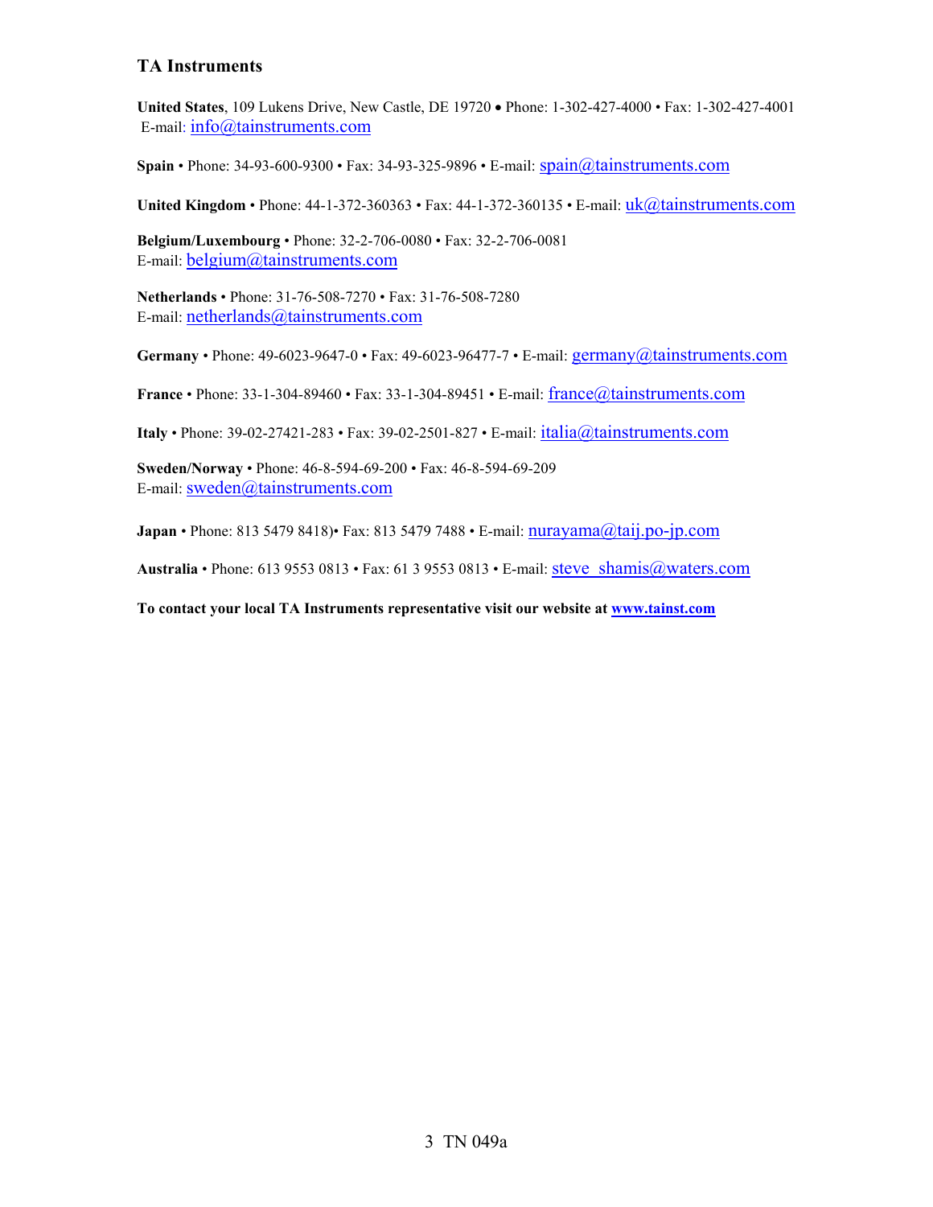### TA Instruments

**United States**, 109 Lukens Drive, New Castle, DE 19720 • Phone: 1-302-427-4000 • Fax: 1-302-427-4001
E-mail: info@tainstruments.com

**Spain** • Phone: 34-93-600-9300 • Fax: 34-93-325-9896 • E-mail: spain@tainstruments.com

**United Kingdom** • Phone: 44-1-372-360363 • Fax: 44-1-372-360135 • E-mail: uk@tainstruments.com

**Belgium/Luxembourg** • Phone: 32-2-706-0080 • Fax: 32-2-706-0081
E-mail: belgium@tainstruments.com

**Netherlands** • Phone: 31-76-508-7270 • Fax: 31-76-508-7280
E-mail: netherlands@tainstruments.com

**Germany** • Phone: 49-6023-9647-0 • Fax: 49-6023-96477-7 • E-mail: germany@tainstruments.com

**France** • Phone: 33-1-304-89460 • Fax: 33-1-304-89451 • E-mail: france@tainstruments.com

**Italy** • Phone: 39-02-27421-283 • Fax: 39-02-2501-827 • E-mail: italia@tainstruments.com

**Sweden/Norway** • Phone: 46-8-594-69-200 • Fax: 46-8-594-69-209
E-mail: sweden@tainstruments.com

**Japan** • Phone: 813 5479 8418)• Fax: 813 5479 7488 • E-mail: nurayama@taij.po-jp.com

**Australia** • Phone: 613 9553 0813 • Fax: 61 3 9553 0813 • E-mail: steve_shamis@waters.com

**To contact your local TA Instruments representative visit our website at www.tainst.com**